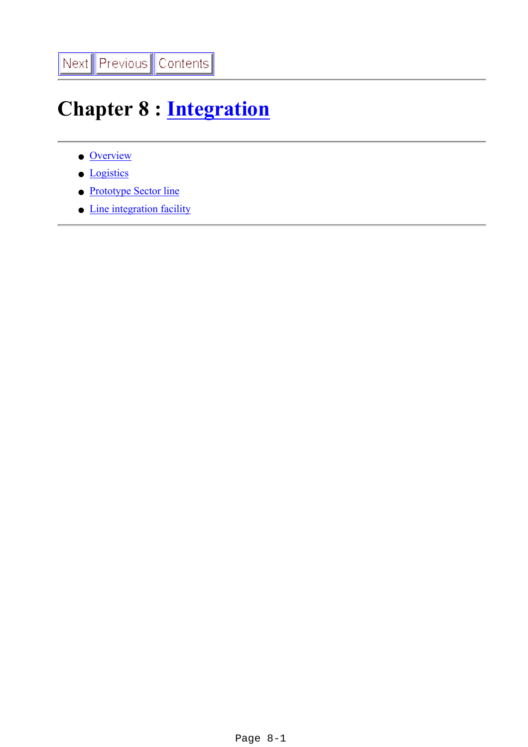Next | Previous | Contents

---

# Chapter 8 : Integration

---

- Overview
- Logistics
- Prototype Sector line
- Line integration facility

---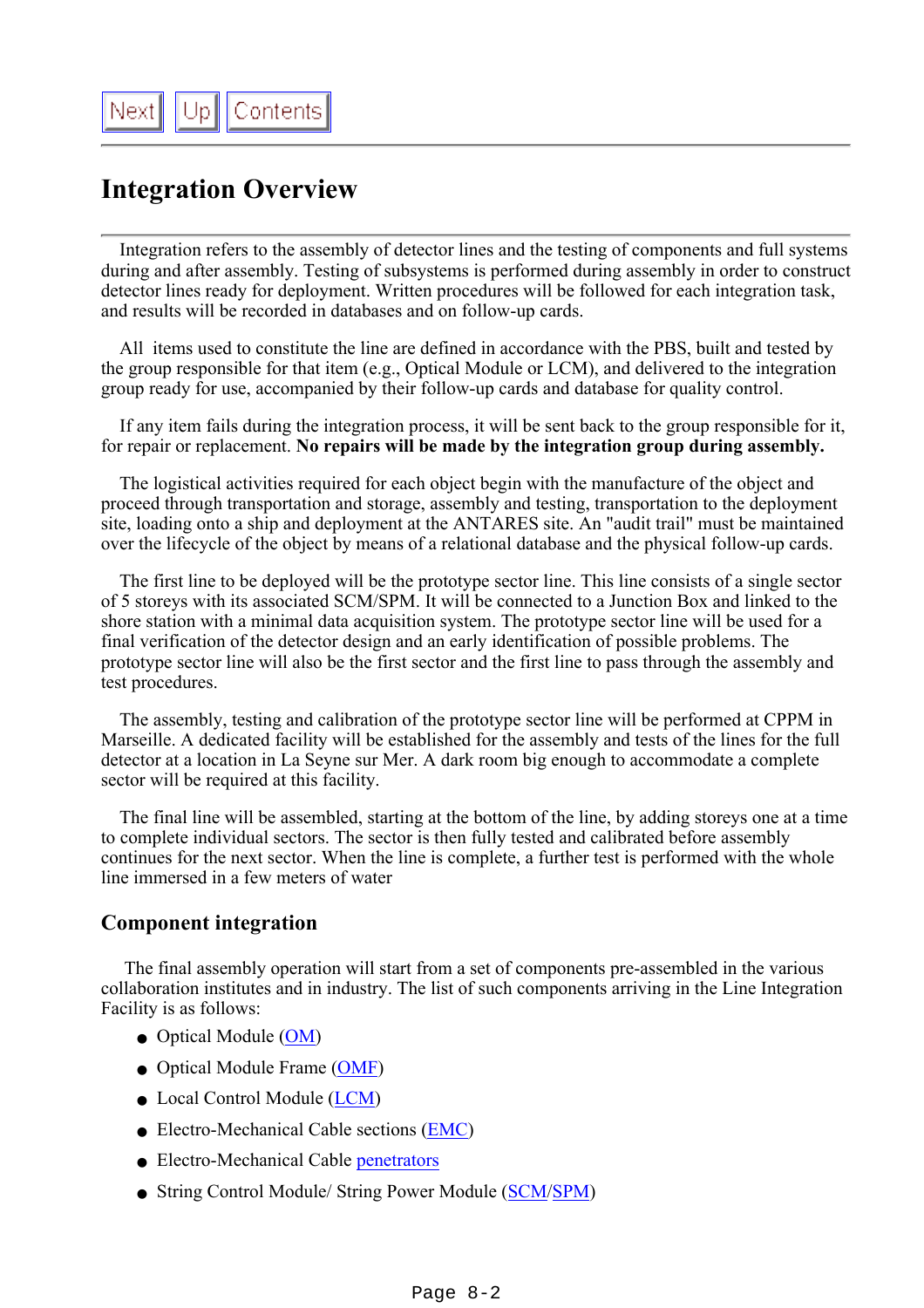# Integration Overview

Integration refers to the assembly of detector lines and the testing of components and full systems during and after assembly. Testing of subsystems is performed during assembly in order to construct detector lines ready for deployment. Written procedures will be followed for each integration task, and results will be recorded in databases and on follow-up cards.

All items used to constitute the line are defined in accordance with the PBS, built and tested by the group responsible for that item (e.g., Optical Module or LCM), and delivered to the integration group ready for use, accompanied by their follow-up cards and database for quality control.

If any item fails during the integration process, it will be sent back to the group responsible for it, for repair or replacement. **No repairs will be made by the integration group during assembly.**

The logistical activities required for each object begin with the manufacture of the object and proceed through transportation and storage, assembly and testing, transportation to the deployment site, loading onto a ship and deployment at the ANTARES site. An "audit trail" must be maintained over the lifecycle of the object by means of a relational database and the physical follow-up cards.

The first line to be deployed will be the prototype sector line. This line consists of a single sector of 5 storeys with its associated SCM/SPM. It will be connected to a Junction Box and linked to the shore station with a minimal data acquisition system. The prototype sector line will be used for a final verification of the detector design and an early identification of possible problems. The prototype sector line will also be the first sector and the first line to pass through the assembly and test procedures.

The assembly, testing and calibration of the prototype sector line will be performed at CPPM in Marseille. A dedicated facility will be established for the assembly and tests of the lines for the full detector at a location in La Seyne sur Mer. A dark room big enough to accommodate a complete sector will be required at this facility.

The final line will be assembled, starting at the bottom of the line, by adding storeys one at a time to complete individual sectors. The sector is then fully tested and calibrated before assembly continues for the next sector. When the line is complete, a further test is performed with the whole line immersed in a few meters of water

## Component integration

The final assembly operation will start from a set of components pre-assembled in the various collaboration institutes and in industry. The list of such components arriving in the Line Integration Facility is as follows:

- Optical Module (OM)
- Optical Module Frame (OMF)
- Local Control Module (LCM)
- Electro-Mechanical Cable sections (EMC)
- Electro-Mechanical Cable penetrators
- String Control Module/ String Power Module (SCM/SPM)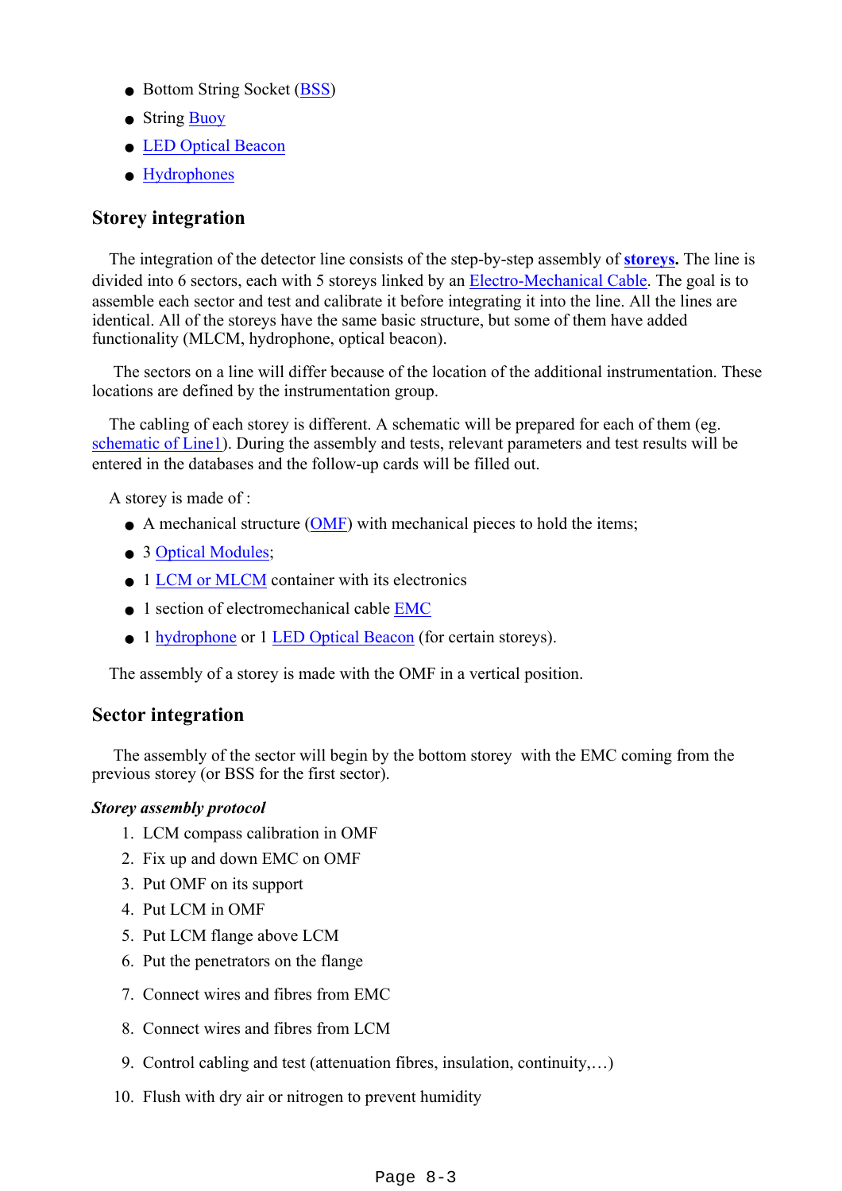- Bottom String Socket (BSS)
- String Buoy
- LED Optical Beacon
- Hydrophones

## Storey integration

The integration of the detector line consists of the step-by-step assembly of **storeys.** The line is divided into 6 sectors, each with 5 storeys linked by an Electro-Mechanical Cable. The goal is to assemble each sector and test and calibrate it before integrating it into the line. All the lines are identical. All of the storeys have the same basic structure, but some of them have added functionality (MLCM, hydrophone, optical beacon).

The sectors on a line will differ because of the location of the additional instrumentation. These locations are defined by the instrumentation group.

The cabling of each storey is different. A schematic will be prepared for each of them (eg. schematic of Line1). During the assembly and tests, relevant parameters and test results will be entered in the databases and the follow-up cards will be filled out.

A storey is made of :

- A mechanical structure (OMF) with mechanical pieces to hold the items;
- 3 Optical Modules;
- 1 LCM or MLCM container with its electronics
- 1 section of electromechanical cable EMC
- 1 hydrophone or 1 LED Optical Beacon (for certain storeys).

The assembly of a storey is made with the OMF in a vertical position.

## Sector integration

The assembly of the sector will begin by the bottom storey with the EMC coming from the previous storey (or BSS for the first sector).

***Storey assembly protocol***

1. LCM compass calibration in OMF
2. Fix up and down EMC on OMF
3. Put OMF on its support
4. Put LCM in OMF
5. Put LCM flange above LCM
6. Put the penetrators on the flange
7. Connect wires and fibres from EMC
8. Connect wires and fibres from LCM
9. Control cabling and test (attenuation fibres, insulation, continuity,…)
10. Flush with dry air or nitrogen to prevent humidity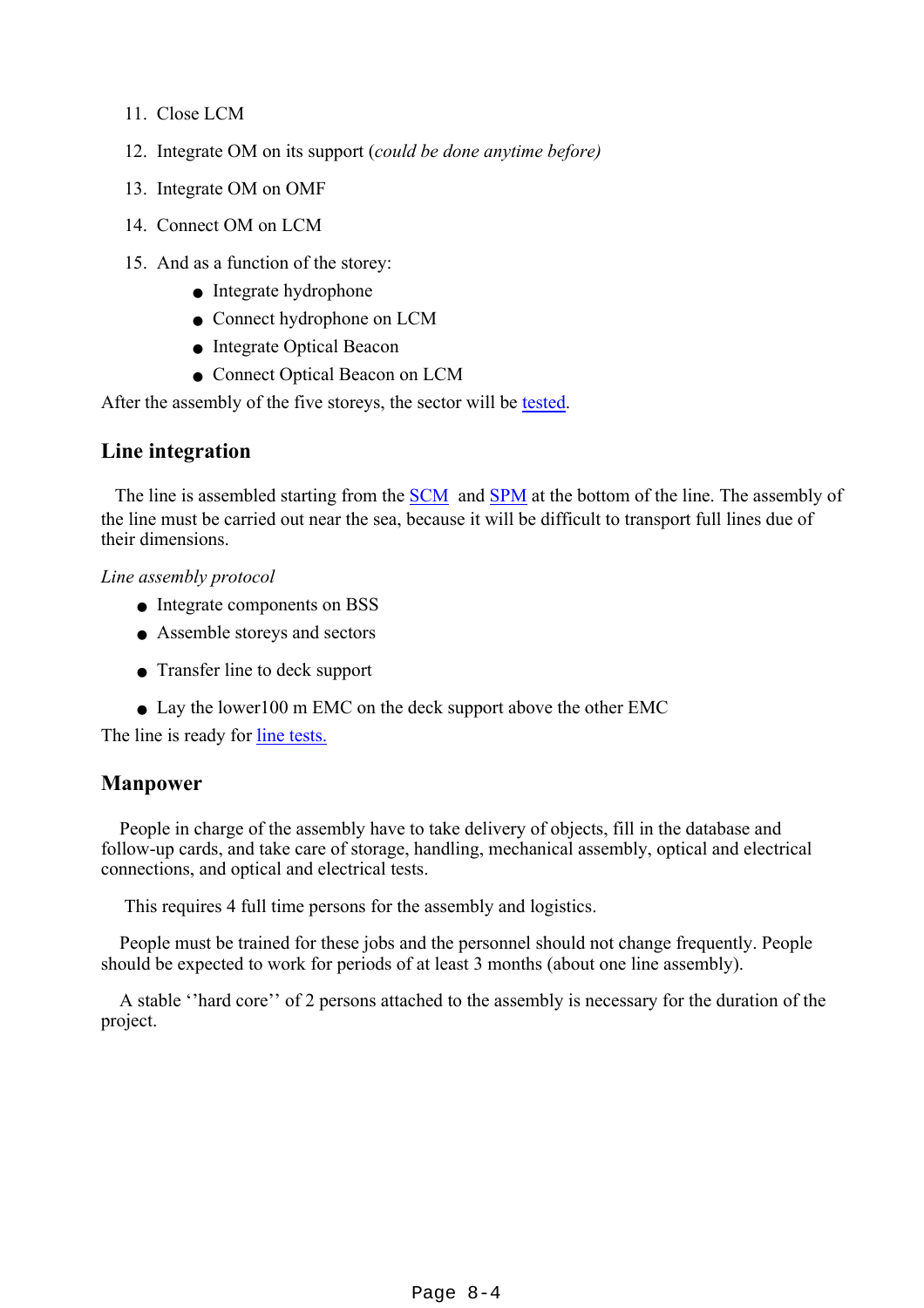11. Close LCM
12. Integrate OM on its support (*could be done anytime before)*
13. Integrate OM on OMF
14. Connect OM on LCM
15. And as a function of the storey:
    - Integrate hydrophone
    - Connect hydrophone on LCM
    - Integrate Optical Beacon
    - Connect Optical Beacon on LCM

After the assembly of the five storeys, the sector will be tested.

## Line integration

The line is assembled starting from the SCM and SPM at the bottom of the line. The assembly of the line must be carried out near the sea, because it will be difficult to transport full lines due of their dimensions.

*Line assembly protocol*

- Integrate components on BSS
- Assemble storeys and sectors
- Transfer line to deck support
- Lay the lower100 m EMC on the deck support above the other EMC

The line is ready for line tests.

## Manpower

People in charge of the assembly have to take delivery of objects, fill in the database and follow-up cards, and take care of storage, handling, mechanical assembly, optical and electrical connections, and optical and electrical tests.

This requires 4 full time persons for the assembly and logistics.

People must be trained for these jobs and the personnel should not change frequently. People should be expected to work for periods of at least 3 months (about one line assembly).

A stable ''hard core'' of 2 persons attached to the assembly is necessary for the duration of the project.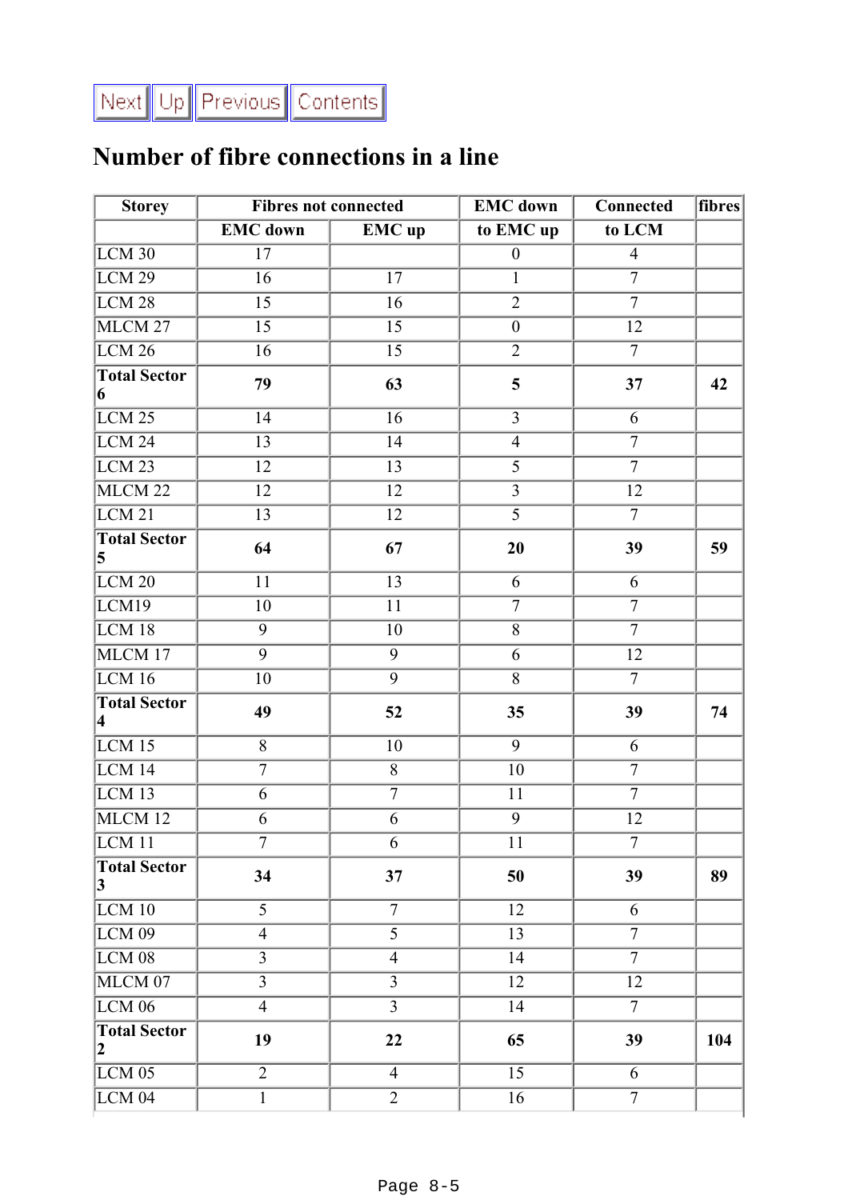Next Up Previous Contents

# Number of fibre connections in a line

| Storey | Fibres not connected | | EMC down | Connected | fibres |
|---|---|---|---|---|---|
| | EMC down | EMC up | to EMC up | to LCM | |
| LCM 30 | 17 | | 0 | 4 | |
| LCM 29 | 16 | 17 | 1 | 7 | |
| LCM 28 | 15 | 16 | 2 | 7 | |
| MLCM 27 | 15 | 15 | 0 | 12 | |
| LCM 26 | 16 | 15 | 2 | 7 | |
| **Total Sector 6** | **79** | **63** | **5** | **37** | **42** |
| LCM 25 | 14 | 16 | 3 | 6 | |
| LCM 24 | 13 | 14 | 4 | 7 | |
| LCM 23 | 12 | 13 | 5 | 7 | |
| MLCM 22 | 12 | 12 | 3 | 12 | |
| LCM 21 | 13 | 12 | 5 | 7 | |
| **Total Sector 5** | **64** | **67** | **20** | **39** | **59** |
| LCM 20 | 11 | 13 | 6 | 6 | |
| LCM19 | 10 | 11 | 7 | 7 | |
| LCM 18 | 9 | 10 | 8 | 7 | |
| MLCM 17 | 9 | 9 | 6 | 12 | |
| LCM 16 | 10 | 9 | 8 | 7 | |
| **Total Sector 4** | **49** | **52** | **35** | **39** | **74** |
| LCM 15 | 8 | 10 | 9 | 6 | |
| LCM 14 | 7 | 8 | 10 | 7 | |
| LCM 13 | 6 | 7 | 11 | 7 | |
| MLCM 12 | 6 | 6 | 9 | 12 | |
| LCM 11 | 7 | 6 | 11 | 7 | |
| **Total Sector 3** | **34** | **37** | **50** | **39** | **89** |
| LCM 10 | 5 | 7 | 12 | 6 | |
| LCM 09 | 4 | 5 | 13 | 7 | |
| LCM 08 | 3 | 4 | 14 | 7 | |
| MLCM 07 | 3 | 3 | 12 | 12 | |
| LCM 06 | 4 | 3 | 14 | 7 | |
| **Total Sector 2** | **19** | **22** | **65** | **39** | **104** |
| LCM 05 | 2 | 4 | 15 | 6 | |
| LCM 04 | 1 | 2 | 16 | 7 | |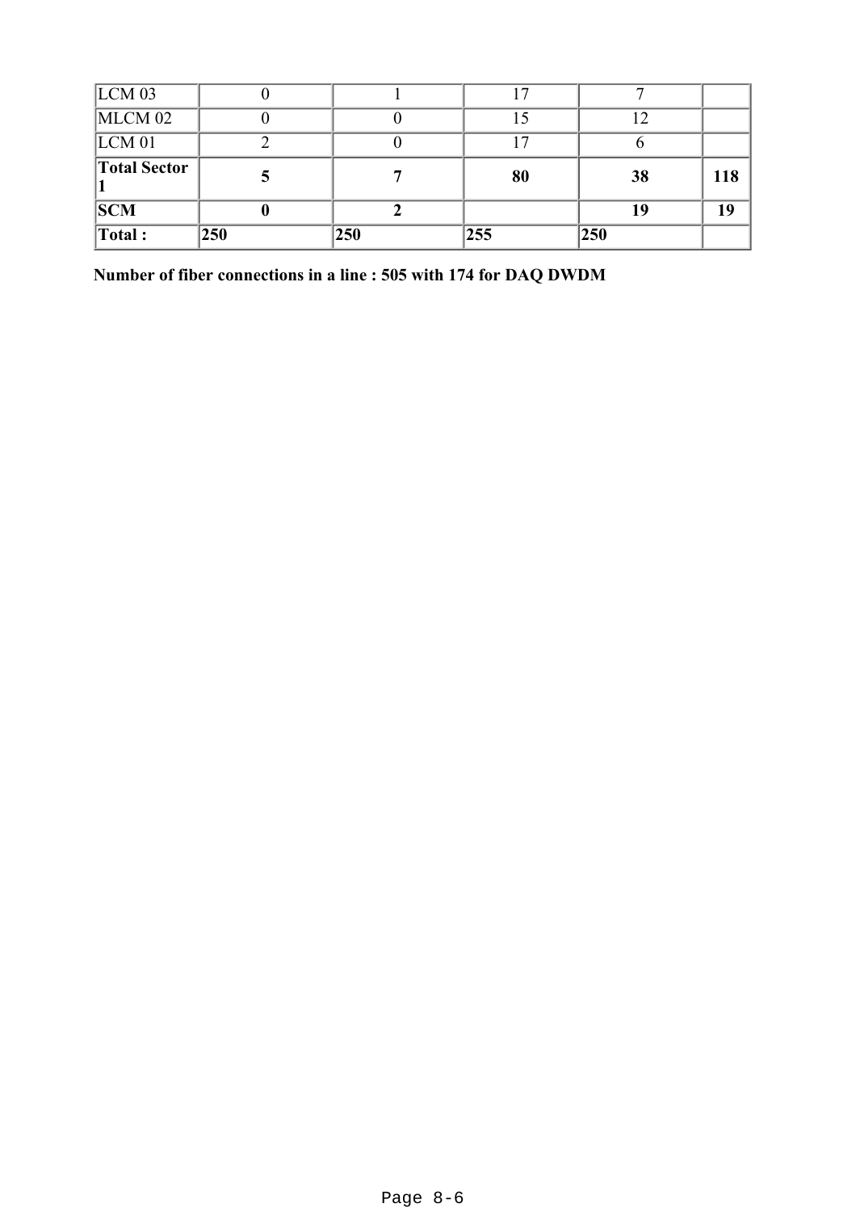| LCM 03 | 0 | 1 | 17 | 7 | |
|---|---|---|---|---|---|
| MLCM 02 | 0 | 0 | 15 | 12 | |
| LCM 01 | 2 | 0 | 17 | 6 | |
| **Total Sector 1** | **5** | **7** | **80** | **38** | **118** |
| **SCM** | **0** | **2** | | **19** | **19** |
| **Total :** | **250** | **250** | **255** | **250** | |

**Number of fiber connections in a line : 505 with 174 for DAQ DWDM**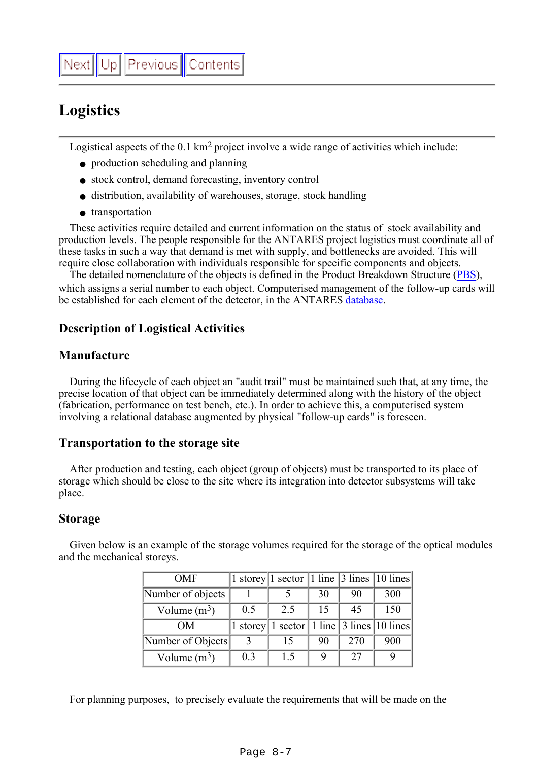Next | Up | Previous | Contents

# Logistics

Logistical aspects of the 0.1 $km^2$ project involve a wide range of activities which include:

- production scheduling and planning
- stock control, demand forecasting, inventory control
- distribution, availability of warehouses, storage, stock handling
- transportation

These activities require detailed and current information on the status of stock availability and production levels. The people responsible for the ANTARES project logistics must coordinate all of these tasks in such a way that demand is met with supply, and bottlenecks are avoided. This will require close collaboration with individuals responsible for specific components and objects.

The detailed nomenclature of the objects is defined in the Product Breakdown Structure (PBS), which assigns a serial number to each object. Computerised management of the follow-up cards will be established for each element of the detector, in the ANTARES database.

## Description of Logistical Activities

### Manufacture

During the lifecycle of each object an "audit trail" must be maintained such that, at any time, the precise location of that object can be immediately determined along with the history of the object (fabrication, performance on test bench, etc.). In order to achieve this, a computerised system involving a relational database augmented by physical "follow-up cards" is foreseen.

### Transportation to the storage site

After production and testing, each object (group of objects) must be transported to its place of storage which should be close to the site where its integration into detector subsystems will take place.

### Storage

Given below is an example of the storage volumes required for the storage of the optical modules and the mechanical storeys.

| OMF | 1 storey | 1 sector | 1 line | 3 lines | 10 lines |
|---|---|---|---|---|---|
| Number of objects | 1 | 5 | 30 | 90 | 300 |
| Volume ($m^3$) | 0.5 | 2.5 | 15 | 45 | 150 |
| OM | 1 storey | 1 sector | 1 line | 3 lines | 10 lines |
| Number of Objects | 3 | 15 | 90 | 270 | 900 |
| Volume ($m^3$) | 0.3 | 1.5 | 9 | 27 | 9 |

For planning purposes, to precisely evaluate the requirements that will be made on the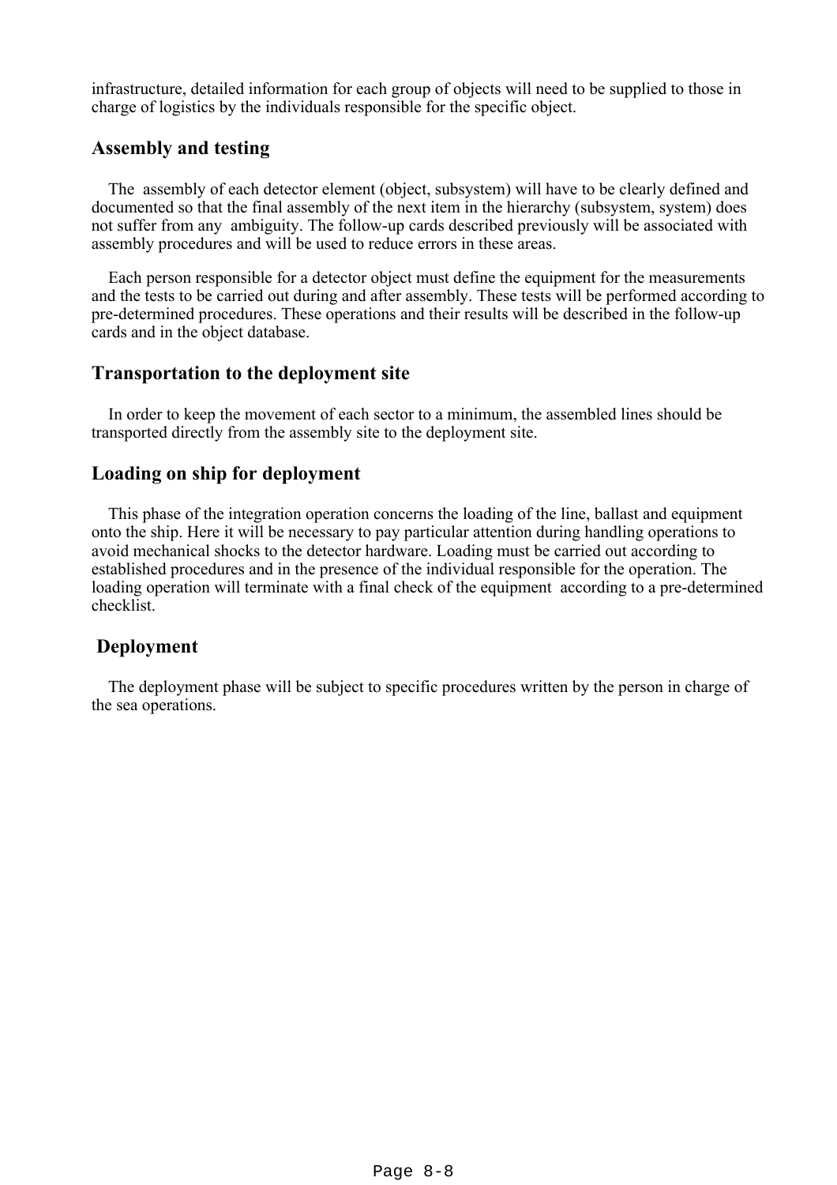infrastructure, detailed information for each group of objects will need to be supplied to those in charge of logistics by the individuals responsible for the specific object.

### Assembly and testing

The assembly of each detector element (object, subsystem) will have to be clearly defined and documented so that the final assembly of the next item in the hierarchy (subsystem, system) does not suffer from any ambiguity. The follow-up cards described previously will be associated with assembly procedures and will be used to reduce errors in these areas.

Each person responsible for a detector object must define the equipment for the measurements and the tests to be carried out during and after assembly. These tests will be performed according to pre-determined procedures. These operations and their results will be described in the follow-up cards and in the object database.

### Transportation to the deployment site

In order to keep the movement of each sector to a minimum, the assembled lines should be transported directly from the assembly site to the deployment site.

### Loading on ship for deployment

This phase of the integration operation concerns the loading of the line, ballast and equipment onto the ship. Here it will be necessary to pay particular attention during handling operations to avoid mechanical shocks to the detector hardware. Loading must be carried out according to established procedures and in the presence of the individual responsible for the operation. The loading operation will terminate with a final check of the equipment according to a pre-determined checklist.

### Deployment

The deployment phase will be subject to specific procedures written by the person in charge of the sea operations.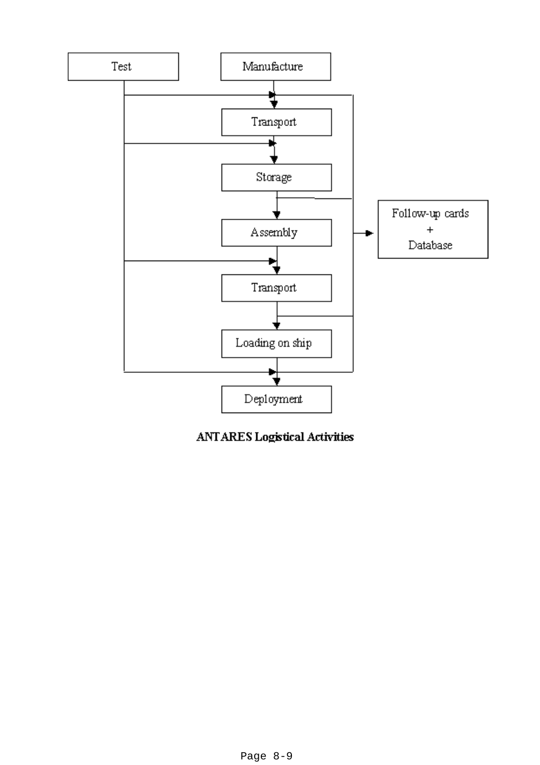Test

Manufacture

Transport

Storage

Assembly

Transport

Loading on ship

Deployment

Follow-up cards
+
Database

**ANTARES Logistical Activities**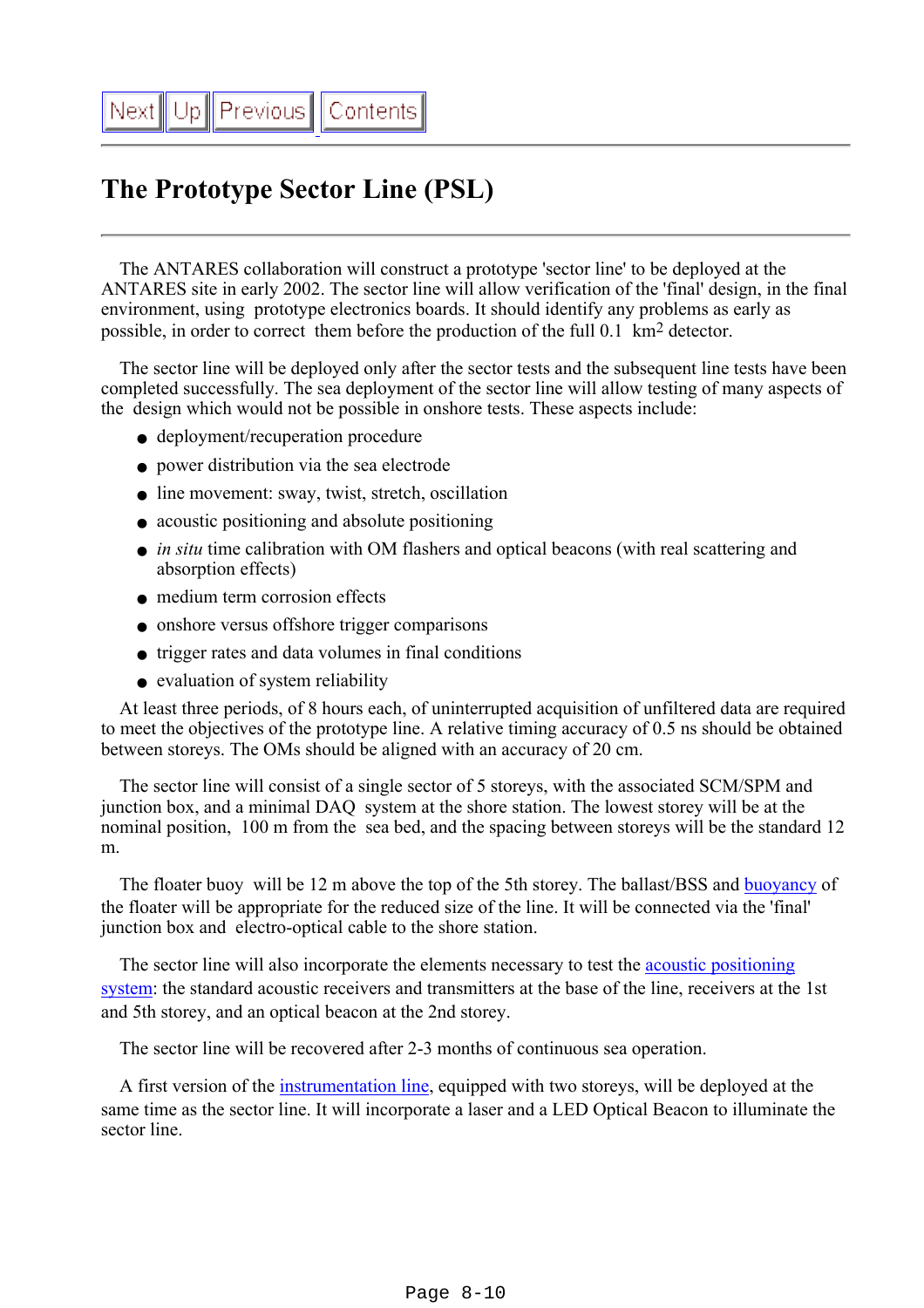# The Prototype Sector Line (PSL)

The ANTARES collaboration will construct a prototype 'sector line' to be deployed at the ANTARES site in early 2002. The sector line will allow verification of the 'final' design, in the final environment, using prototype electronics boards. It should identify any problems as early as possible, in order to correct them before the production of the full 0.1 $km^2$ detector.

The sector line will be deployed only after the sector tests and the subsequent line tests have been completed successfully. The sea deployment of the sector line will allow testing of many aspects of the design which would not be possible in onshore tests. These aspects include:

- deployment/recuperation procedure
- power distribution via the sea electrode
- line movement: sway, twist, stretch, oscillation
- acoustic positioning and absolute positioning
- *in situ* time calibration with OM flashers and optical beacons (with real scattering and absorption effects)
- medium term corrosion effects
- onshore versus offshore trigger comparisons
- trigger rates and data volumes in final conditions
- evaluation of system reliability

At least three periods, of 8 hours each, of uninterrupted acquisition of unfiltered data are required to meet the objectives of the prototype line. A relative timing accuracy of 0.5 ns should be obtained between storeys. The OMs should be aligned with an accuracy of 20 cm.

The sector line will consist of a single sector of 5 storeys, with the associated SCM/SPM and junction box, and a minimal DAQ system at the shore station. The lowest storey will be at the nominal position, 100 m from the sea bed, and the spacing between storeys will be the standard 12 m.

The floater buoy will be 12 m above the top of the 5th storey. The ballast/BSS and buoyancy of the floater will be appropriate for the reduced size of the line. It will be connected via the 'final' junction box and electro-optical cable to the shore station.

The sector line will also incorporate the elements necessary to test the acoustic positioning system: the standard acoustic receivers and transmitters at the base of the line, receivers at the 1st and 5th storey, and an optical beacon at the 2nd storey.

The sector line will be recovered after 2-3 months of continuous sea operation.

A first version of the instrumentation line, equipped with two storeys, will be deployed at the same time as the sector line. It will incorporate a laser and a LED Optical Beacon to illuminate the sector line.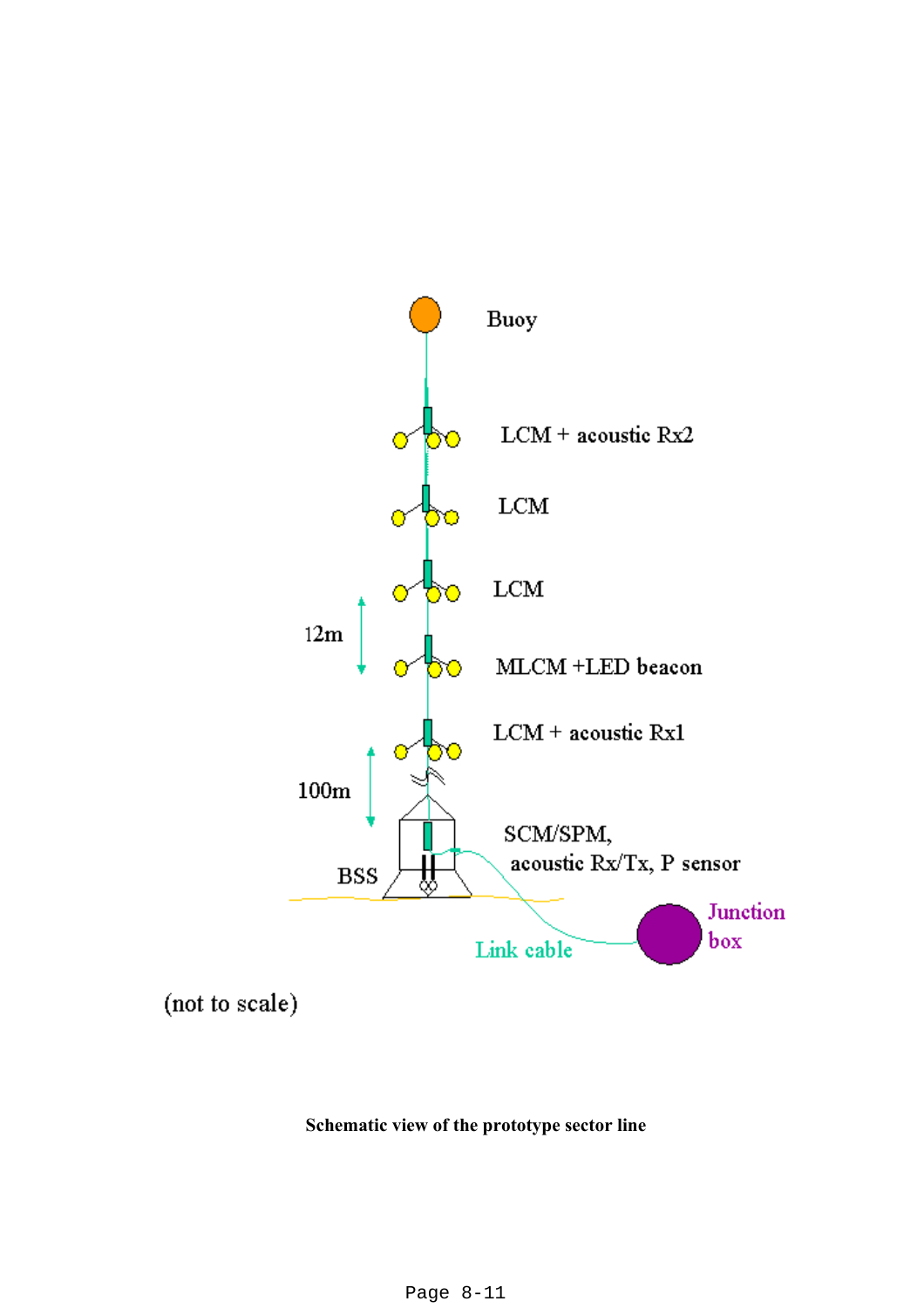Buoy

LCM + acoustic Rx2

LCM

LCM

12m

MLCM +LED beacon

LCM + acoustic Rx1

100m

SCM/SPM,
acoustic Rx/Tx, P sensor

BSS

Junction box

Link cable

(not to scale)

**Schematic view of the prototype sector line**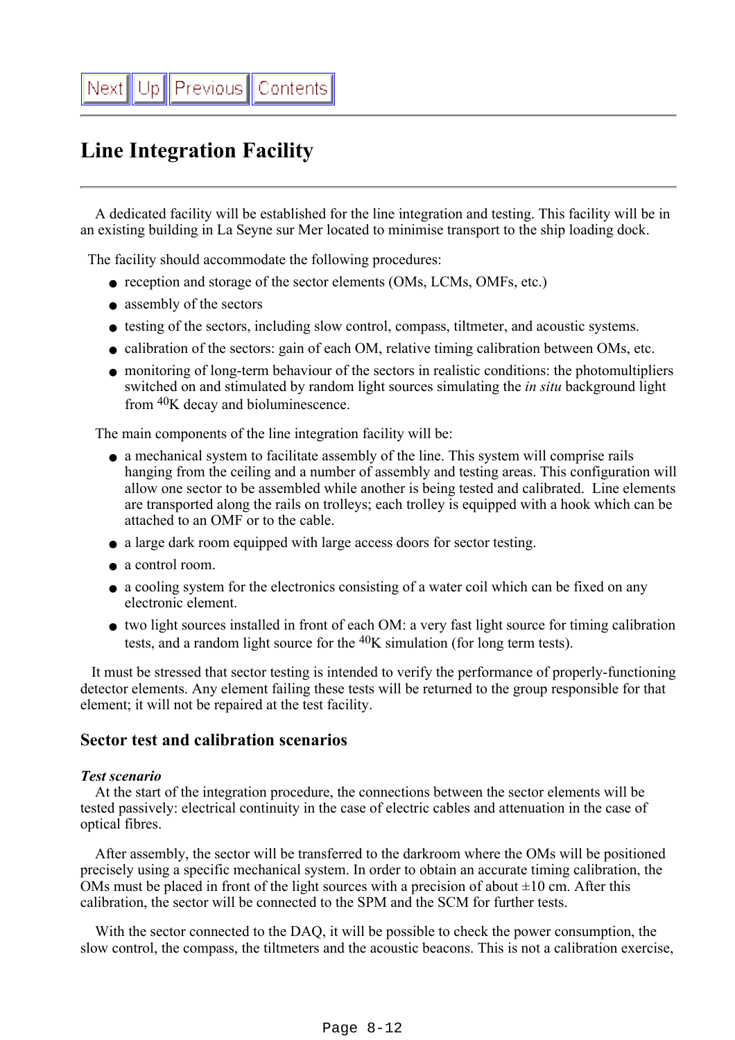# Line Integration Facility

A dedicated facility will be established for the line integration and testing. This facility will be in an existing building in La Seyne sur Mer located to minimise transport to the ship loading dock.

The facility should accommodate the following procedures:

- reception and storage of the sector elements (OMs, LCMs, OMFs, etc.)
- assembly of the sectors
- testing of the sectors, including slow control, compass, tiltmeter, and acoustic systems.
- calibration of the sectors: gain of each OM, relative timing calibration between OMs, etc.
- monitoring of long-term behaviour of the sectors in realistic conditions: the photomultipliers switched on and stimulated by random light sources simulating the *in situ* background light from $^{40}$K decay and bioluminescence.

The main components of the line integration facility will be:

- a mechanical system to facilitate assembly of the line. This system will comprise rails hanging from the ceiling and a number of assembly and testing areas. This configuration will allow one sector to be assembled while another is being tested and calibrated. Line elements are transported along the rails on trolleys; each trolley is equipped with a hook which can be attached to an OMF or to the cable.
- a large dark room equipped with large access doors for sector testing.
- a control room.
- a cooling system for the electronics consisting of a water coil which can be fixed on any electronic element.
- two light sources installed in front of each OM: a very fast light source for timing calibration tests, and a random light source for the $^{40}$K simulation (for long term tests).

It must be stressed that sector testing is intended to verify the performance of properly-functioning detector elements. Any element failing these tests will be returned to the group responsible for that element; it will not be repaired at the test facility.

## Sector test and calibration scenarios

***Test scenario***

At the start of the integration procedure, the connections between the sector elements will be tested passively: electrical continuity in the case of electric cables and attenuation in the case of optical fibres.

After assembly, the sector will be transferred to the darkroom where the OMs will be positioned precisely using a specific mechanical system. In order to obtain an accurate timing calibration, the OMs must be placed in front of the light sources with a precision of about ±10 cm. After this calibration, the sector will be connected to the SPM and the SCM for further tests.

With the sector connected to the DAQ, it will be possible to check the power consumption, the slow control, the compass, the tiltmeters and the acoustic beacons. This is not a calibration exercise,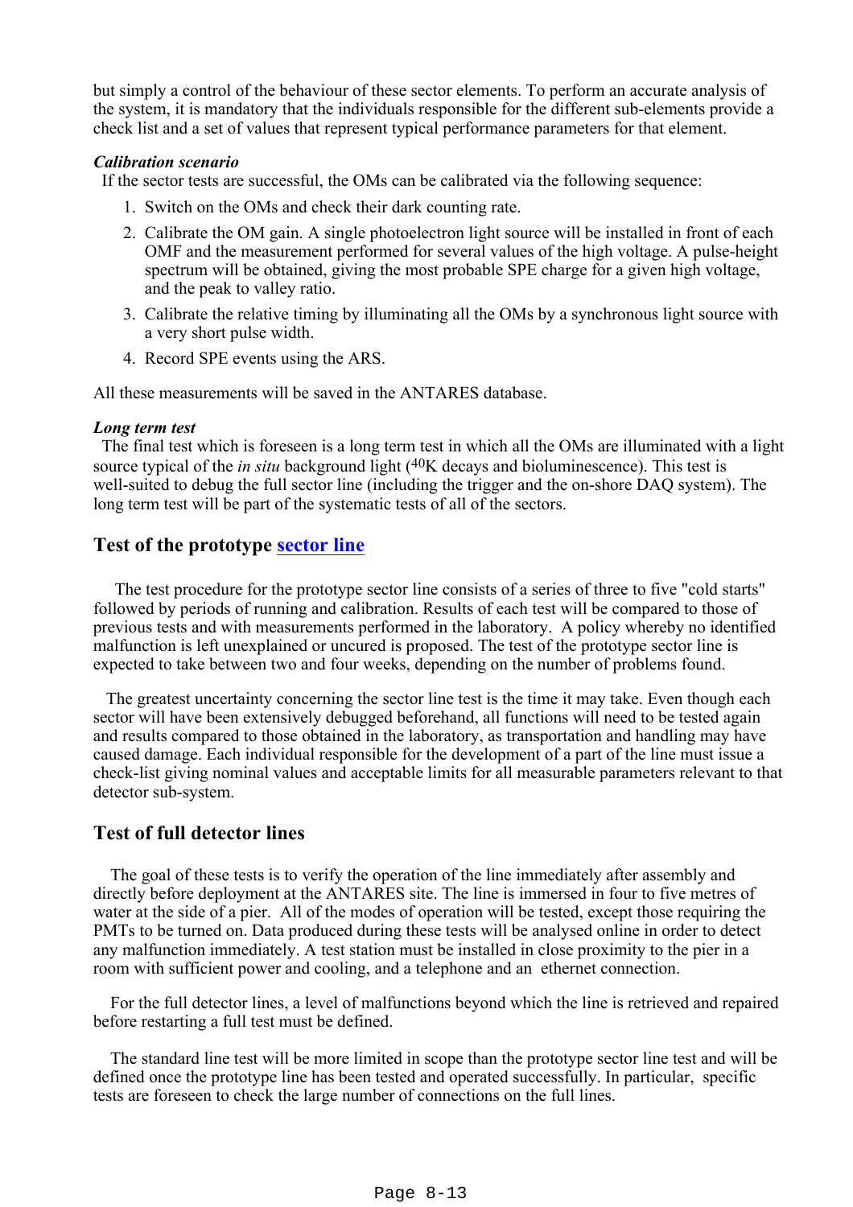but simply a control of the behaviour of these sector elements. To perform an accurate analysis of the system, it is mandatory that the individuals responsible for the different sub-elements provide a check list and a set of values that represent typical performance parameters for that element.

***Calibration scenario***

If the sector tests are successful, the OMs can be calibrated via the following sequence:

1. Switch on the OMs and check their dark counting rate.
2. Calibrate the OM gain. A single photoelectron light source will be installed in front of each OMF and the measurement performed for several values of the high voltage. A pulse-height spectrum will be obtained, giving the most probable SPE charge for a given high voltage, and the peak to valley ratio.
3. Calibrate the relative timing by illuminating all the OMs by a synchronous light source with a very short pulse width.
4. Record SPE events using the ARS.

All these measurements will be saved in the ANTARES database.

***Long term test***

The final test which is foreseen is a long term test in which all the OMs are illuminated with a light source typical of the *in situ* background light ($^{40}K$ decays and bioluminescence). This test is well-suited to debug the full sector line (including the trigger and the on-shore DAQ system). The long term test will be part of the systematic tests of all of the sectors.

## Test of the prototype sector line

The test procedure for the prototype sector line consists of a series of three to five "cold starts" followed by periods of running and calibration. Results of each test will be compared to those of previous tests and with measurements performed in the laboratory. A policy whereby no identified malfunction is left unexplained or uncured is proposed. The test of the prototype sector line is expected to take between two and four weeks, depending on the number of problems found.

The greatest uncertainty concerning the sector line test is the time it may take. Even though each sector will have been extensively debugged beforehand, all functions will need to be tested again and results compared to those obtained in the laboratory, as transportation and handling may have caused damage. Each individual responsible for the development of a part of the line must issue a check-list giving nominal values and acceptable limits for all measurable parameters relevant to that detector sub-system.

## Test of full detector lines

The goal of these tests is to verify the operation of the line immediately after assembly and directly before deployment at the ANTARES site. The line is immersed in four to five metres of water at the side of a pier. All of the modes of operation will be tested, except those requiring the PMTs to be turned on. Data produced during these tests will be analysed online in order to detect any malfunction immediately. A test station must be installed in close proximity to the pier in a room with sufficient power and cooling, and a telephone and an ethernet connection.

For the full detector lines, a level of malfunctions beyond which the line is retrieved and repaired before restarting a full test must be defined.

The standard line test will be more limited in scope than the prototype sector line test and will be defined once the prototype line has been tested and operated successfully. In particular, specific tests are foreseen to check the large number of connections on the full lines.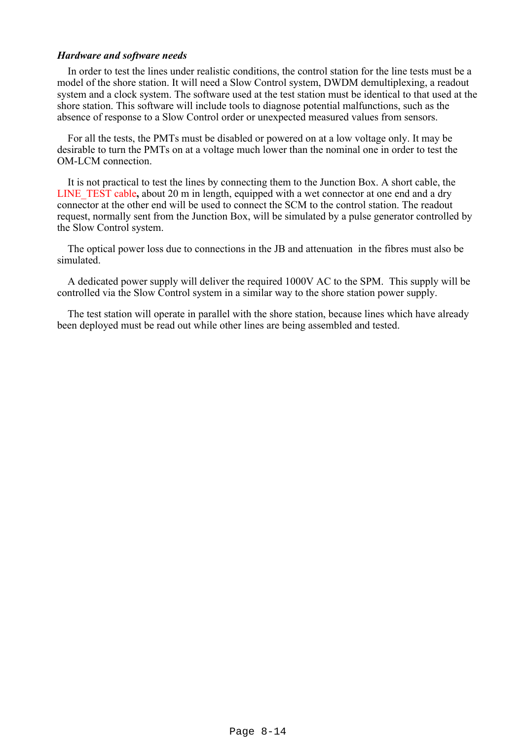***Hardware and software needs***

In order to test the lines under realistic conditions, the control station for the line tests must be a model of the shore station. It will need a Slow Control system, DWDM demultiplexing, a readout system and a clock system. The software used at the test station must be identical to that used at the shore station. This software will include tools to diagnose potential malfunctions, such as the absence of response to a Slow Control order or unexpected measured values from sensors.

For all the tests, the PMTs must be disabled or powered on at a low voltage only. It may be desirable to turn the PMTs on at a voltage much lower than the nominal one in order to test the OM-LCM connection.

It is not practical to test the lines by connecting them to the Junction Box. A short cable, the LINE_TEST cable**,** about 20 m in length, equipped with a wet connector at one end and a dry connector at the other end will be used to connect the SCM to the control station. The readout request, normally sent from the Junction Box, will be simulated by a pulse generator controlled by the Slow Control system.

The optical power loss due to connections in the JB and attenuation in the fibres must also be simulated.

A dedicated power supply will deliver the required 1000V AC to the SPM. This supply will be controlled via the Slow Control system in a similar way to the shore station power supply.

The test station will operate in parallel with the shore station, because lines which have already been deployed must be read out while other lines are being assembled and tested.